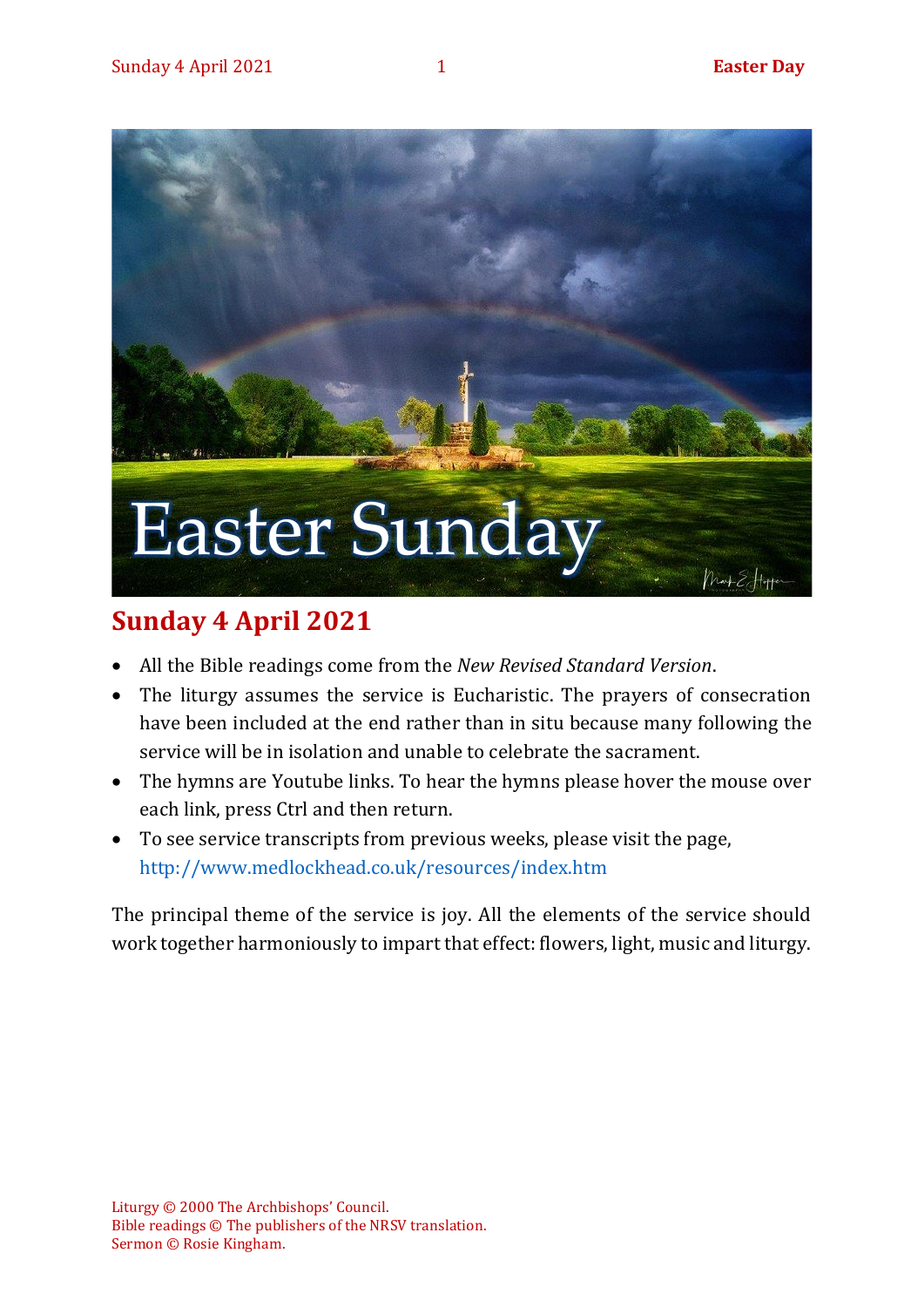## Sunday 4 April 2021

- All the Bible readings come from the *New Revised Standard Version*.
- The liturgy assumes the service is Eucharistic. The prayers of consecration have been included at the end rather than in situ because many following the service will be in isolation and unable to celebrate the sacrament.
- The hymns are Youtube links. To hear the hymns please hover the mouse over each link, press Ctrl and then return.
- To see service transcripts from previous weeks, please visit the page, http://www.medlockhead.co.uk/resources/index.htm

The principal theme of the service is joy. All the elements of the service should work together harmoniously to impart that effect: flowers, light, music and liturgy.

Liturgy © 2000 The Archbishops' Council.
Bible readings © The publishers of the NRSV translation.
Sermon © Rosie Kingham.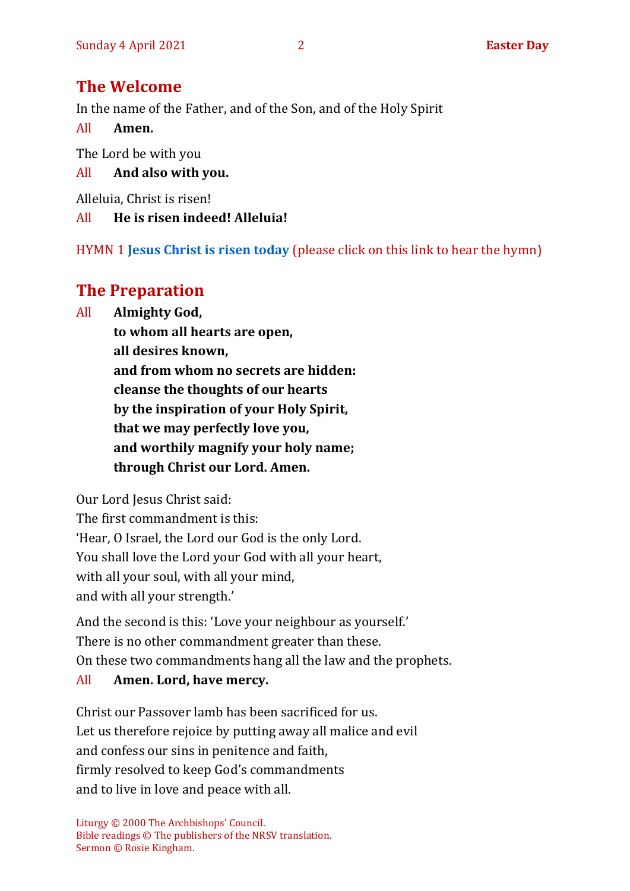## The Welcome

In the name of the Father, and of the Son, and of the Holy Spirit

All **Amen.**

The Lord be with you

All **And also with you.**

Alleluia, Christ is risen!

All **He is risen indeed! Alleluia!**

HYMN 1 **Jesus Christ is risen today** (please click on this link to hear the hymn)

## The Preparation

All **Almighty God,**
**to whom all hearts are open,**
**all desires known,**
**and from whom no secrets are hidden:**
**cleanse the thoughts of our hearts**
**by the inspiration of your Holy Spirit,**
**that we may perfectly love you,**
**and worthily magnify your holy name;**
**through Christ our Lord. Amen.**

Our Lord Jesus Christ said:
The first commandment is this:
'Hear, O Israel, the Lord our God is the only Lord.
You shall love the Lord your God with all your heart,
with all your soul, with all your mind,
and with all your strength.'

And the second is this: 'Love your neighbour as yourself.'
There is no other commandment greater than these.
On these two commandments hang all the law and the prophets.

All **Amen. Lord, have mercy.**

Christ our Passover lamb has been sacrificed for us.
Let us therefore rejoice by putting away all malice and evil
and confess our sins in penitence and faith,
firmly resolved to keep God's commandments
and to live in love and peace with all.

Liturgy © 2000 The Archbishops' Council.
Bible readings © The publishers of the NRSV translation.
Sermon © Rosie Kingham.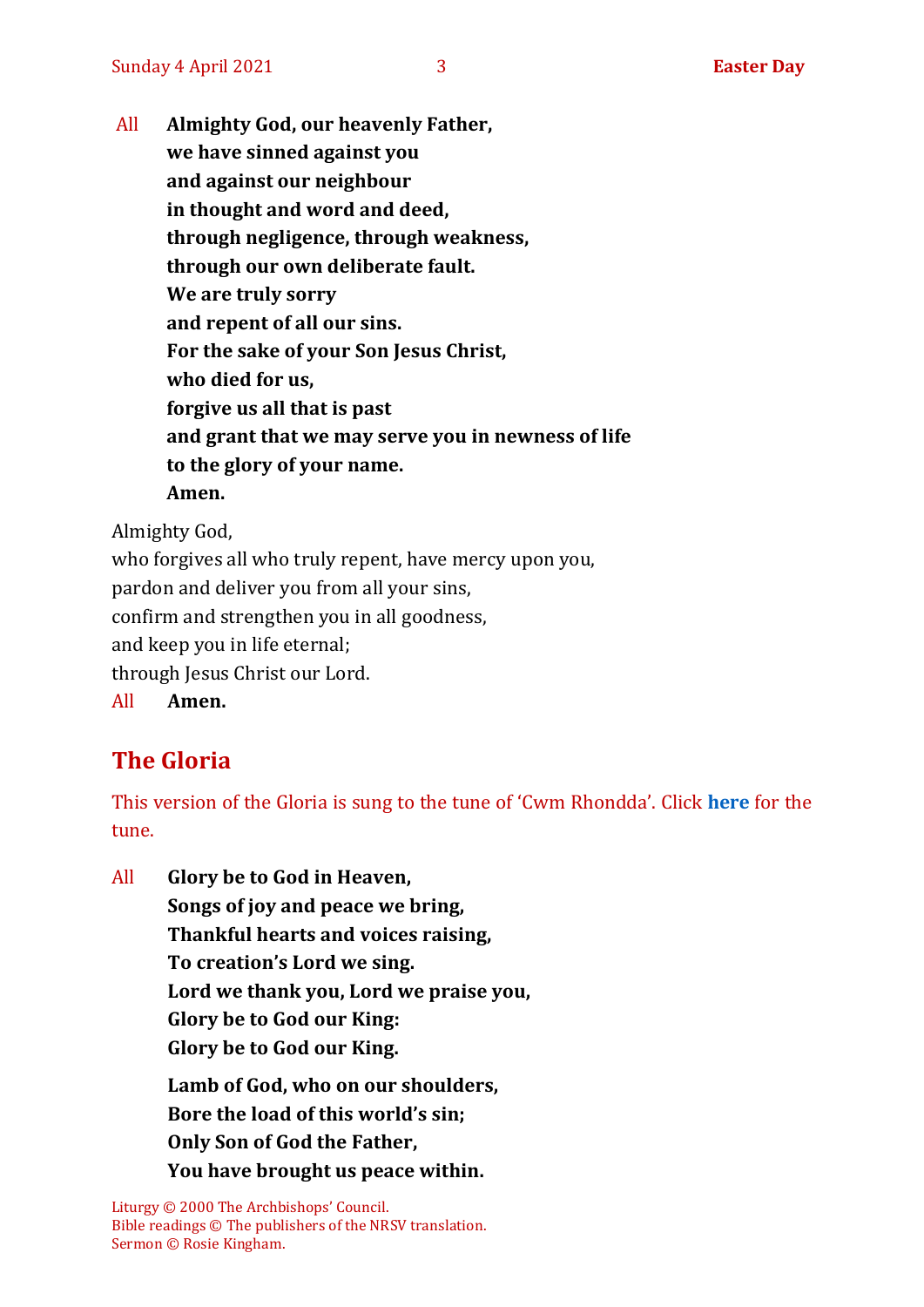All **Almighty God, our heavenly Father,**
**we have sinned against you**
**and against our neighbour**
**in thought and word and deed,**
**through negligence, through weakness,**
**through our own deliberate fault.**
**We are truly sorry**
**and repent of all our sins.**
**For the sake of your Son Jesus Christ,**
**who died for us,**
**forgive us all that is past**
**and grant that we may serve you in newness of life**
**to the glory of your name.**
**Amen.**

Almighty God,
who forgives all who truly repent, have mercy upon you,
pardon and deliver you from all your sins,
confirm and strengthen you in all goodness,
and keep you in life eternal;
through Jesus Christ our Lord.

All **Amen.**

## The Gloria

This version of the Gloria is sung to the tune of 'Cwm Rhondda'. Click **here** for the tune.

All **Glory be to God in Heaven,**
**Songs of joy and peace we bring,**
**Thankful hearts and voices raising,**
**To creation's Lord we sing.**
**Lord we thank you, Lord we praise you,**
**Glory be to God our King:**
**Glory be to God our King.**

**Lamb of God, who on our shoulders,**
**Bore the load of this world's sin;**
**Only Son of God the Father,**
**You have brought us peace within.**

Liturgy © 2000 The Archbishops' Council.
Bible readings © The publishers of the NRSV translation.
Sermon © Rosie Kingham.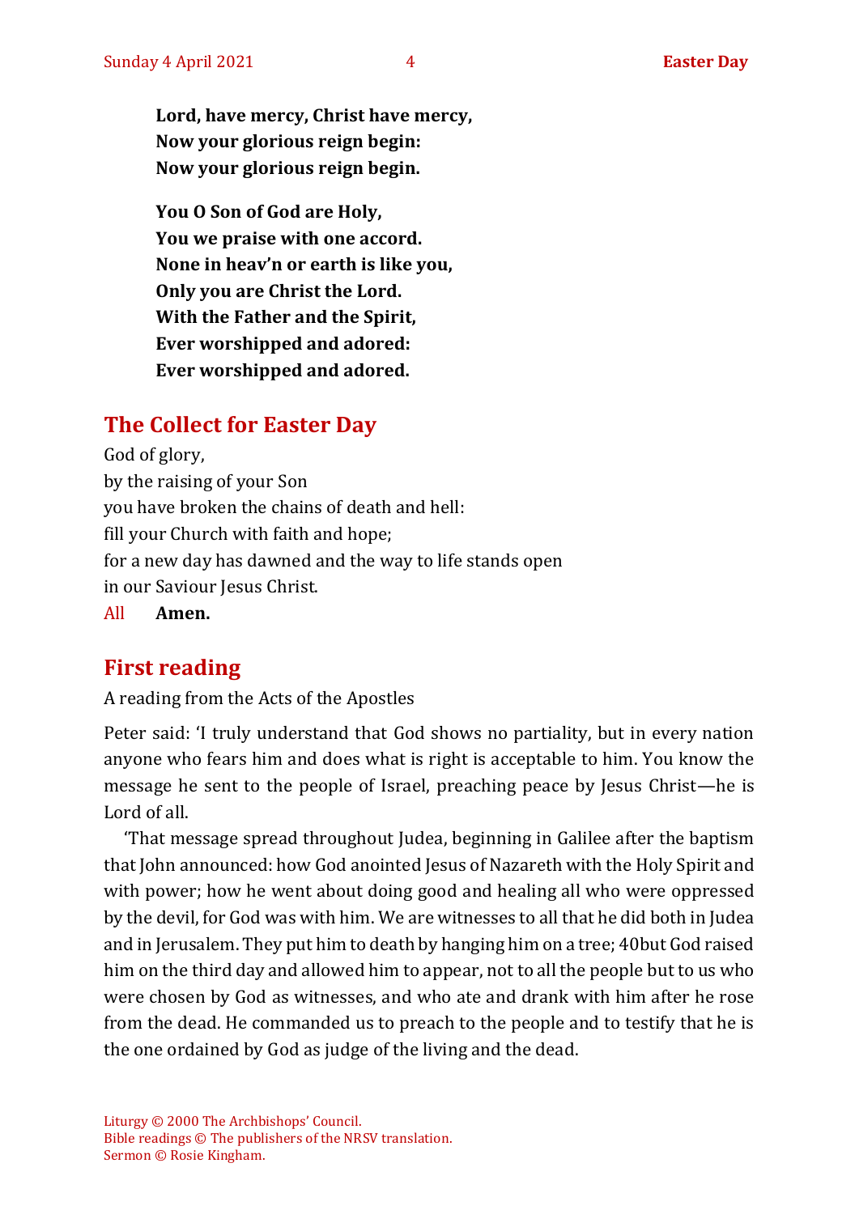**Lord, have mercy, Christ have mercy,**
**Now your glorious reign begin:**
**Now your glorious reign begin.**

**You O Son of God are Holy,**
**You we praise with one accord.**
**None in heav'n or earth is like you,**
**Only you are Christ the Lord.**
**With the Father and the Spirit,**
**Ever worshipped and adored:**
**Ever worshipped and adored.**

## The Collect for Easter Day

God of glory,
by the raising of your Son
you have broken the chains of death and hell:
fill your Church with faith and hope;
for a new day has dawned and the way to life stands open
in our Saviour Jesus Christ.
All **Amen.**

## First reading

A reading from the Acts of the Apostles

Peter said: 'I truly understand that God shows no partiality, but in every nation anyone who fears him and does what is right is acceptable to him. You know the message he sent to the people of Israel, preaching peace by Jesus Christ—he is Lord of all.

'That message spread throughout Judea, beginning in Galilee after the baptism that John announced: how God anointed Jesus of Nazareth with the Holy Spirit and with power; how he went about doing good and healing all who were oppressed by the devil, for God was with him. We are witnesses to all that he did both in Judea and in Jerusalem. They put him to death by hanging him on a tree; 40but God raised him on the third day and allowed him to appear, not to all the people but to us who were chosen by God as witnesses, and who ate and drank with him after he rose from the dead. He commanded us to preach to the people and to testify that he is the one ordained by God as judge of the living and the dead.

Liturgy © 2000 The Archbishops' Council.
Bible readings © The publishers of the NRSV translation.
Sermon © Rosie Kingham.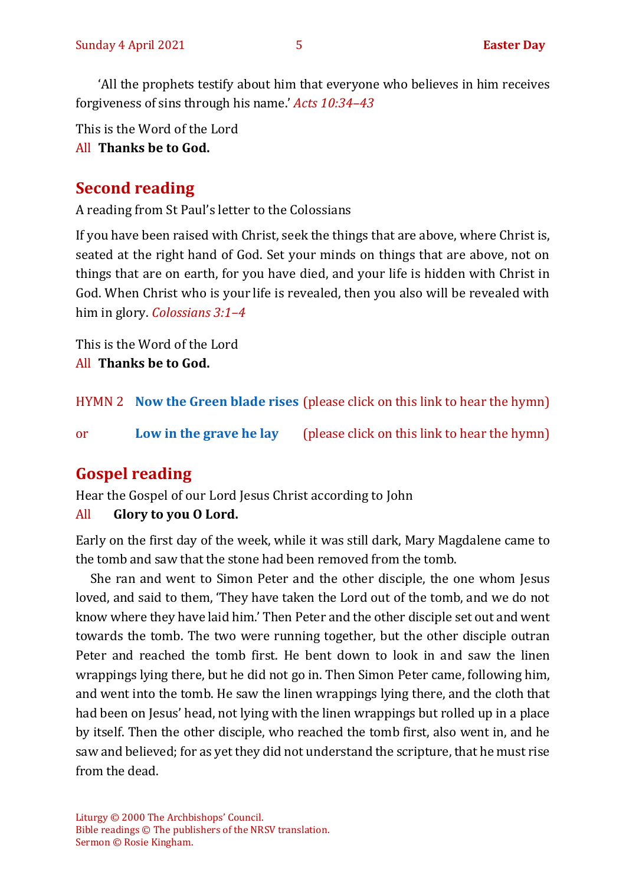'All the prophets testify about him that everyone who believes in him receives forgiveness of sins through his name.' *Acts 10:34–43*

This is the Word of the Lord
All **Thanks be to God.**

## Second reading

A reading from St Paul's letter to the Colossians

If you have been raised with Christ, seek the things that are above, where Christ is, seated at the right hand of God. Set your minds on things that are above, not on things that are on earth, for you have died, and your life is hidden with Christ in God. When Christ who is your life is revealed, then you also will be revealed with him in glory. *Colossians 3:1–4*

This is the Word of the Lord
All **Thanks be to God.**

HYMN 2 **Now the Green blade rises** (please click on this link to hear the hymn)

or **Low in the grave he lay** (please click on this link to hear the hymn)

## Gospel reading

Hear the Gospel of our Lord Jesus Christ according to John
All **Glory to you O Lord.**

Early on the first day of the week, while it was still dark, Mary Magdalene came to the tomb and saw that the stone had been removed from the tomb.

She ran and went to Simon Peter and the other disciple, the one whom Jesus loved, and said to them, 'They have taken the Lord out of the tomb, and we do not know where they have laid him.' Then Peter and the other disciple set out and went towards the tomb. The two were running together, but the other disciple outran Peter and reached the tomb first. He bent down to look in and saw the linen wrappings lying there, but he did not go in. Then Simon Peter came, following him, and went into the tomb. He saw the linen wrappings lying there, and the cloth that had been on Jesus' head, not lying with the linen wrappings but rolled up in a place by itself. Then the other disciple, who reached the tomb first, also went in, and he saw and believed; for as yet they did not understand the scripture, that he must rise from the dead.

Liturgy © 2000 The Archbishops' Council.
Bible readings © The publishers of the NRSV translation.
Sermon © Rosie Kingham.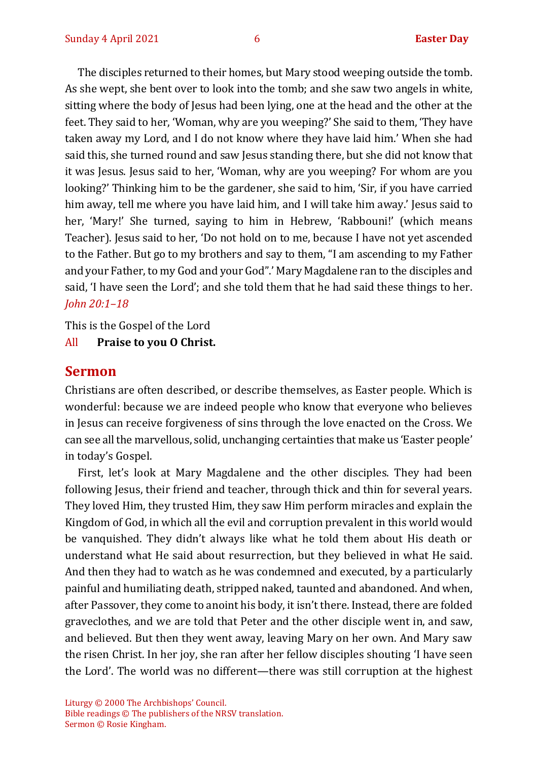The disciples returned to their homes, but Mary stood weeping outside the tomb. As she wept, she bent over to look into the tomb; and she saw two angels in white, sitting where the body of Jesus had been lying, one at the head and the other at the feet. They said to her, 'Woman, why are you weeping?' She said to them, 'They have taken away my Lord, and I do not know where they have laid him.' When she had said this, she turned round and saw Jesus standing there, but she did not know that it was Jesus. Jesus said to her, 'Woman, why are you weeping? For whom are you looking?' Thinking him to be the gardener, she said to him, 'Sir, if you have carried him away, tell me where you have laid him, and I will take him away.' Jesus said to her, 'Mary!' She turned, saying to him in Hebrew, 'Rabbouni!' (which means Teacher). Jesus said to her, 'Do not hold on to me, because I have not yet ascended to the Father. But go to my brothers and say to them, "I am ascending to my Father and your Father, to my God and your God".' Mary Magdalene ran to the disciples and said, 'I have seen the Lord'; and she told them that he had said these things to her. *John 20:1–18*

This is the Gospel of the Lord

All **Praise to you O Christ.**

## Sermon

Christians are often described, or describe themselves, as Easter people. Which is wonderful: because we are indeed people who know that everyone who believes in Jesus can receive forgiveness of sins through the love enacted on the Cross. We can see all the marvellous, solid, unchanging certainties that make us 'Easter people' in today's Gospel.

First, let's look at Mary Magdalene and the other disciples. They had been following Jesus, their friend and teacher, through thick and thin for several years. They loved Him, they trusted Him, they saw Him perform miracles and explain the Kingdom of God, in which all the evil and corruption prevalent in this world would be vanquished. They didn't always like what he told them about His death or understand what He said about resurrection, but they believed in what He said. And then they had to watch as he was condemned and executed, by a particularly painful and humiliating death, stripped naked, taunted and abandoned. And when, after Passover, they come to anoint his body, it isn't there. Instead, there are folded graveclothes, and we are told that Peter and the other disciple went in, and saw, and believed. But then they went away, leaving Mary on her own. And Mary saw the risen Christ. In her joy, she ran after her fellow disciples shouting 'I have seen the Lord'. The world was no different—there was still corruption at the highest

Liturgy © 2000 The Archbishops' Council.
Bible readings © The publishers of the NRSV translation.
Sermon © Rosie Kingham.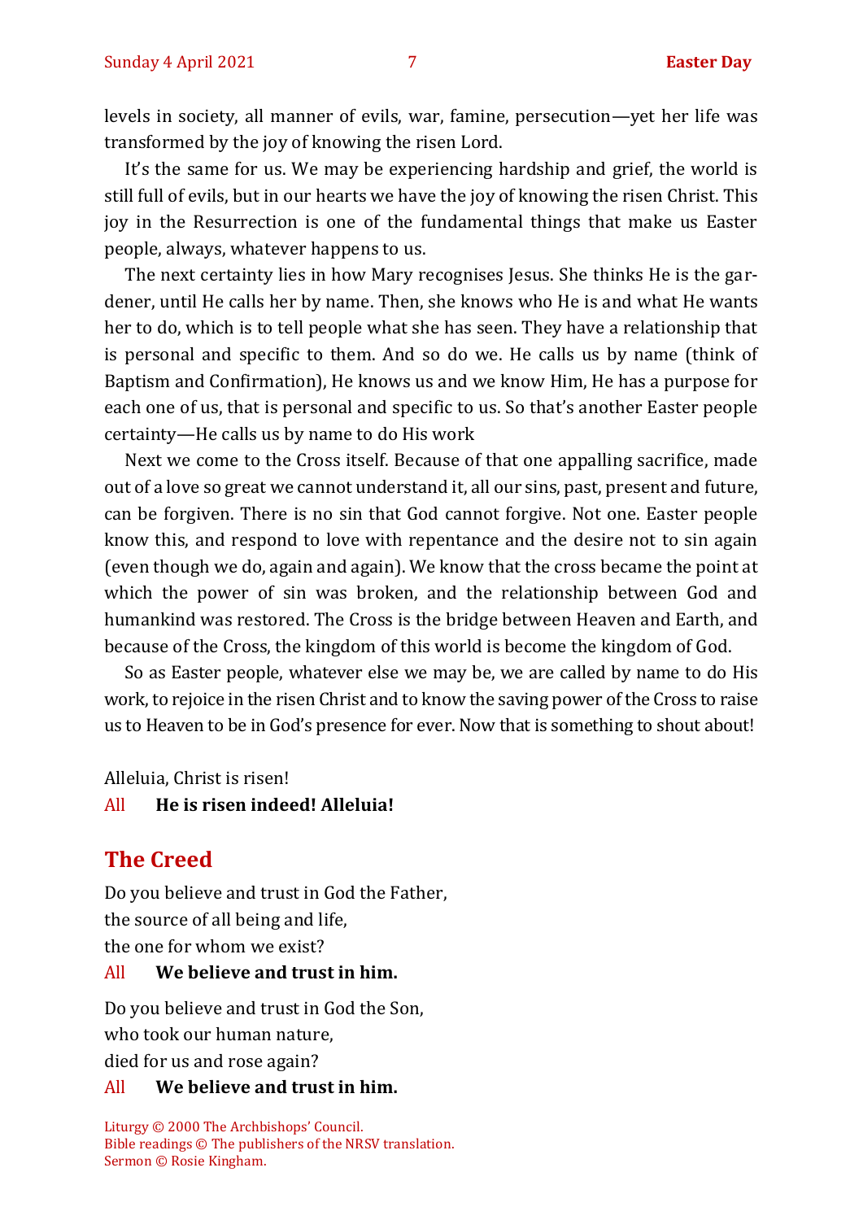levels in society, all manner of evils, war, famine, persecution—yet her life was transformed by the joy of knowing the risen Lord.

It's the same for us. We may be experiencing hardship and grief, the world is still full of evils, but in our hearts we have the joy of knowing the risen Christ. This joy in the Resurrection is one of the fundamental things that make us Easter people, always, whatever happens to us.

The next certainty lies in how Mary recognises Jesus. She thinks He is the gardener, until He calls her by name. Then, she knows who He is and what He wants her to do, which is to tell people what she has seen. They have a relationship that is personal and specific to them. And so do we. He calls us by name (think of Baptism and Confirmation), He knows us and we know Him, He has a purpose for each one of us, that is personal and specific to us. So that's another Easter people certainty—He calls us by name to do His work

Next we come to the Cross itself. Because of that one appalling sacrifice, made out of a love so great we cannot understand it, all our sins, past, present and future, can be forgiven. There is no sin that God cannot forgive. Not one. Easter people know this, and respond to love with repentance and the desire not to sin again (even though we do, again and again). We know that the cross became the point at which the power of sin was broken, and the relationship between God and humankind was restored. The Cross is the bridge between Heaven and Earth, and because of the Cross, the kingdom of this world is become the kingdom of God.

So as Easter people, whatever else we may be, we are called by name to do His work, to rejoice in the risen Christ and to know the saving power of the Cross to raise us to Heaven to be in God's presence for ever. Now that is something to shout about!

Alleluia, Christ is risen!

All **He is risen indeed! Alleluia!**

## The Creed

Do you believe and trust in God the Father,
the source of all being and life,
the one for whom we exist?

All **We believe and trust in him.**

Do you believe and trust in God the Son,
who took our human nature,
died for us and rose again?

All **We believe and trust in him.**

Liturgy © 2000 The Archbishops' Council.
Bible readings © The publishers of the NRSV translation.
Sermon © Rosie Kingham.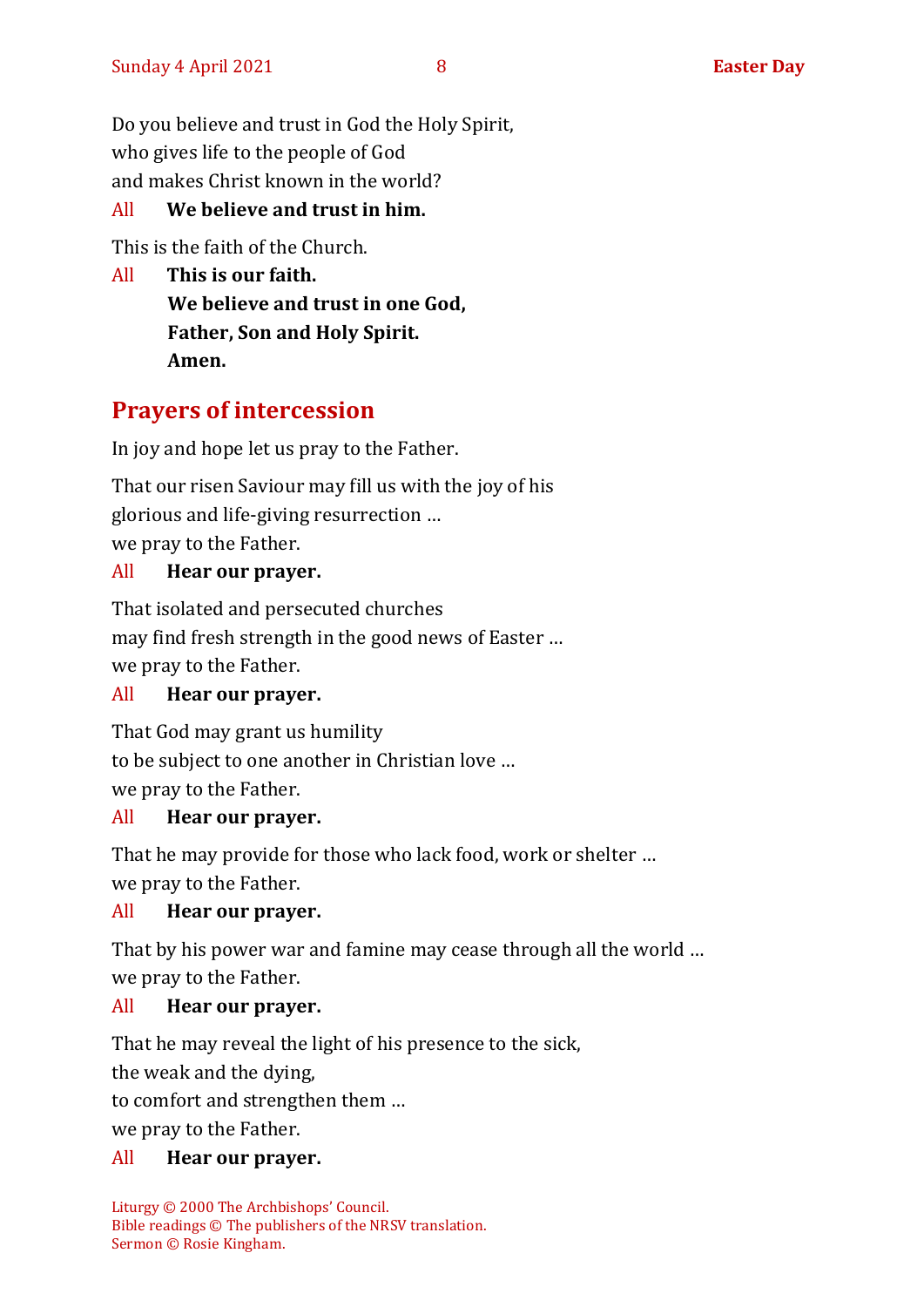Do you believe and trust in God the Holy Spirit,
who gives life to the people of God
and makes Christ known in the world?

All **We believe and trust in him.**

This is the faith of the Church.

All **This is our faith.**
**We believe and trust in one God,**
**Father, Son and Holy Spirit.**
**Amen.**

## Prayers of intercession

In joy and hope let us pray to the Father.

That our risen Saviour may fill us with the joy of his
glorious and life-giving resurrection …
we pray to the Father.

All **Hear our prayer.**

That isolated and persecuted churches
may find fresh strength in the good news of Easter …
we pray to the Father.

All **Hear our prayer.**

That God may grant us humility
to be subject to one another in Christian love …
we pray to the Father.

All **Hear our prayer.**

That he may provide for those who lack food, work or shelter …
we pray to the Father.

All **Hear our prayer.**

That by his power war and famine may cease through all the world …
we pray to the Father.

All **Hear our prayer.**

That he may reveal the light of his presence to the sick,
the weak and the dying,
to comfort and strengthen them …
we pray to the Father.

All **Hear our prayer.**

Liturgy © 2000 The Archbishops' Council.
Bible readings © The publishers of the NRSV translation.
Sermon © Rosie Kingham.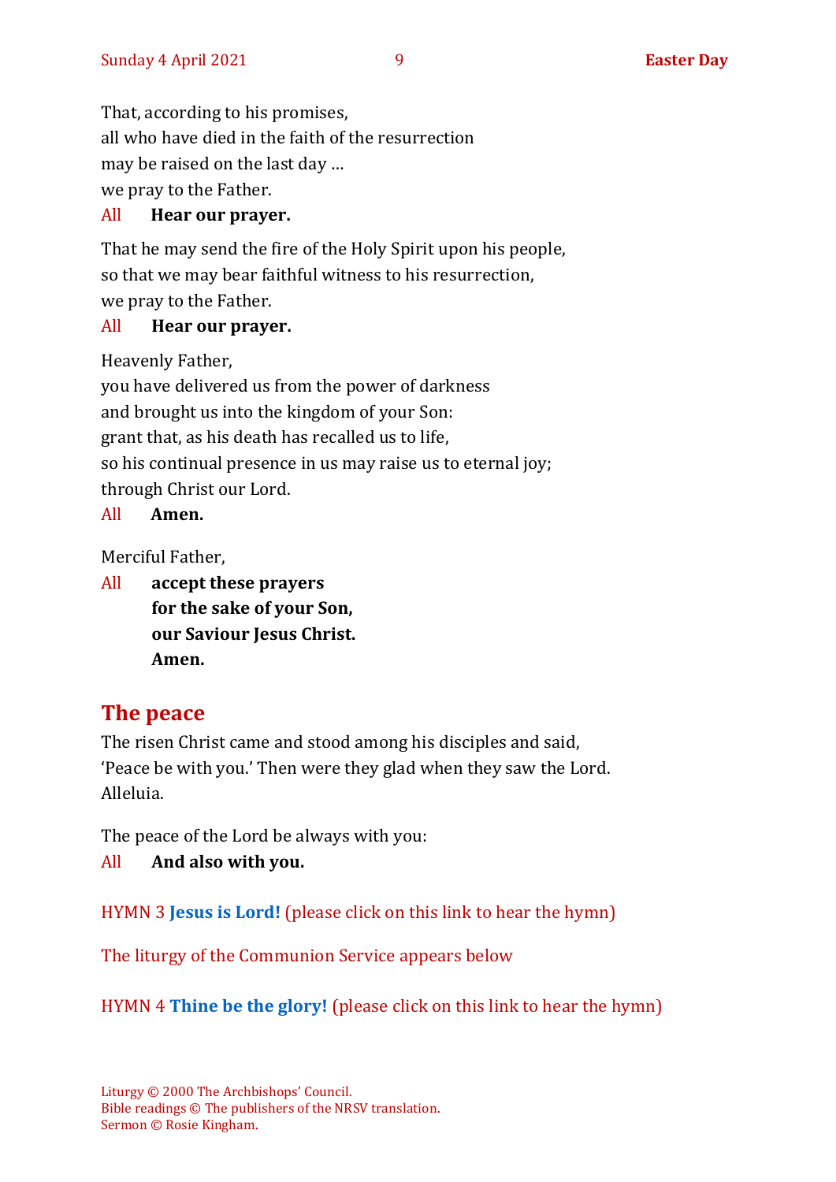That, according to his promises,
all who have died in the faith of the resurrection
may be raised on the last day …
we pray to the Father.

All **Hear our prayer.**

That he may send the fire of the Holy Spirit upon his people,
so that we may bear faithful witness to his resurrection,
we pray to the Father.

All **Hear our prayer.**

Heavenly Father,
you have delivered us from the power of darkness
and brought us into the kingdom of your Son:
grant that, as his death has recalled us to life,
so his continual presence in us may raise us to eternal joy;
through Christ our Lord.

All **Amen.**

Merciful Father,

All **accept these prayers**
**for the sake of your Son,**
**our Saviour Jesus Christ.**
**Amen.**

## The peace

The risen Christ came and stood among his disciples and said,
'Peace be with you.' Then were they glad when they saw the Lord.
Alleluia.

The peace of the Lord be always with you:

All **And also with you.**

HYMN 3 **Jesus is Lord!** (please click on this link to hear the hymn)

The liturgy of the Communion Service appears below

HYMN 4 **Thine be the glory!** (please click on this link to hear the hymn)

Liturgy © 2000 The Archbishops' Council.
Bible readings © The publishers of the NRSV translation.
Sermon © Rosie Kingham.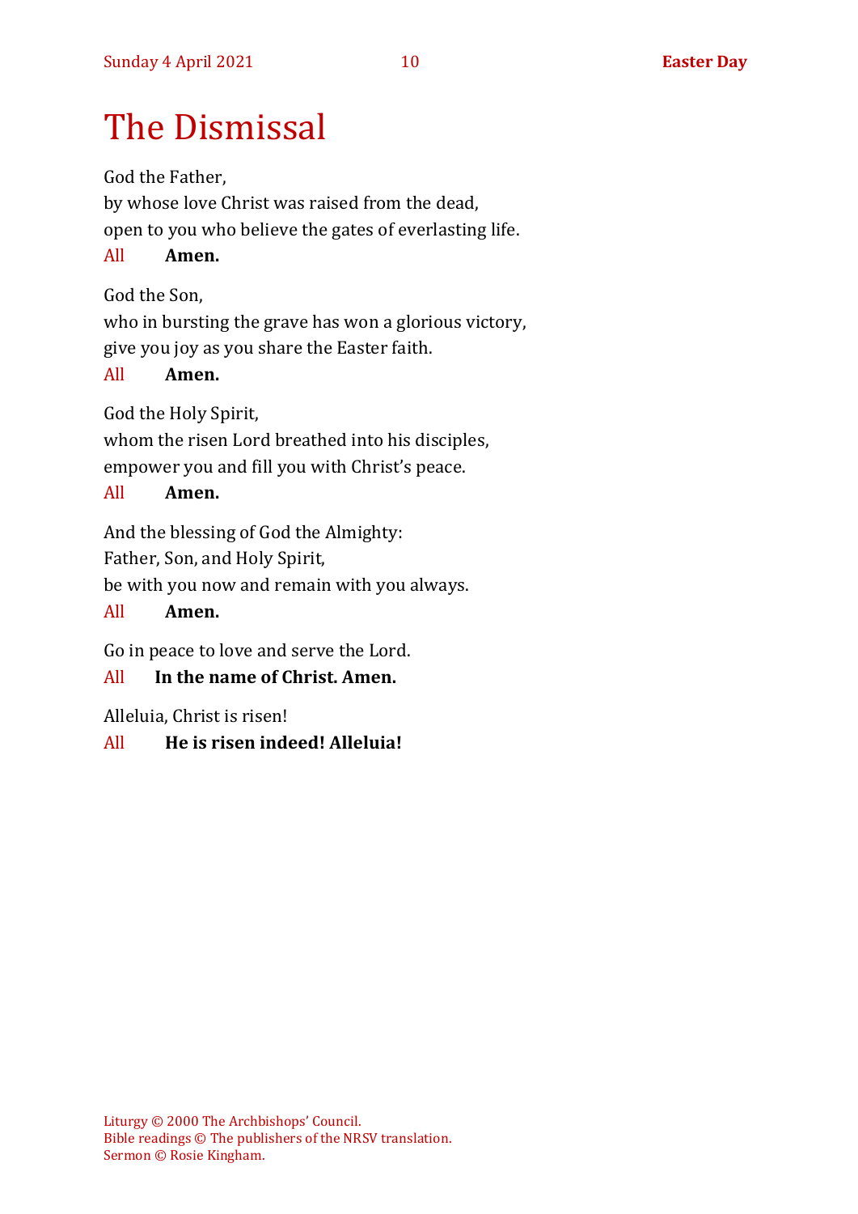# The Dismissal

God the Father,
by whose love Christ was raised from the dead,
open to you who believe the gates of everlasting life.

All **Amen.**

God the Son,
who in bursting the grave has won a glorious victory,
give you joy as you share the Easter faith.

All **Amen.**

God the Holy Spirit,
whom the risen Lord breathed into his disciples,
empower you and fill you with Christ's peace.

All **Amen.**

And the blessing of God the Almighty:
Father, Son, and Holy Spirit,
be with you now and remain with you always.

All **Amen.**

Go in peace to love and serve the Lord.

All **In the name of Christ. Amen.**

Alleluia, Christ is risen!

All **He is risen indeed! Alleluia!**

Liturgy © 2000 The Archbishops' Council.
Bible readings © The publishers of the NRSV translation.
Sermon © Rosie Kingham.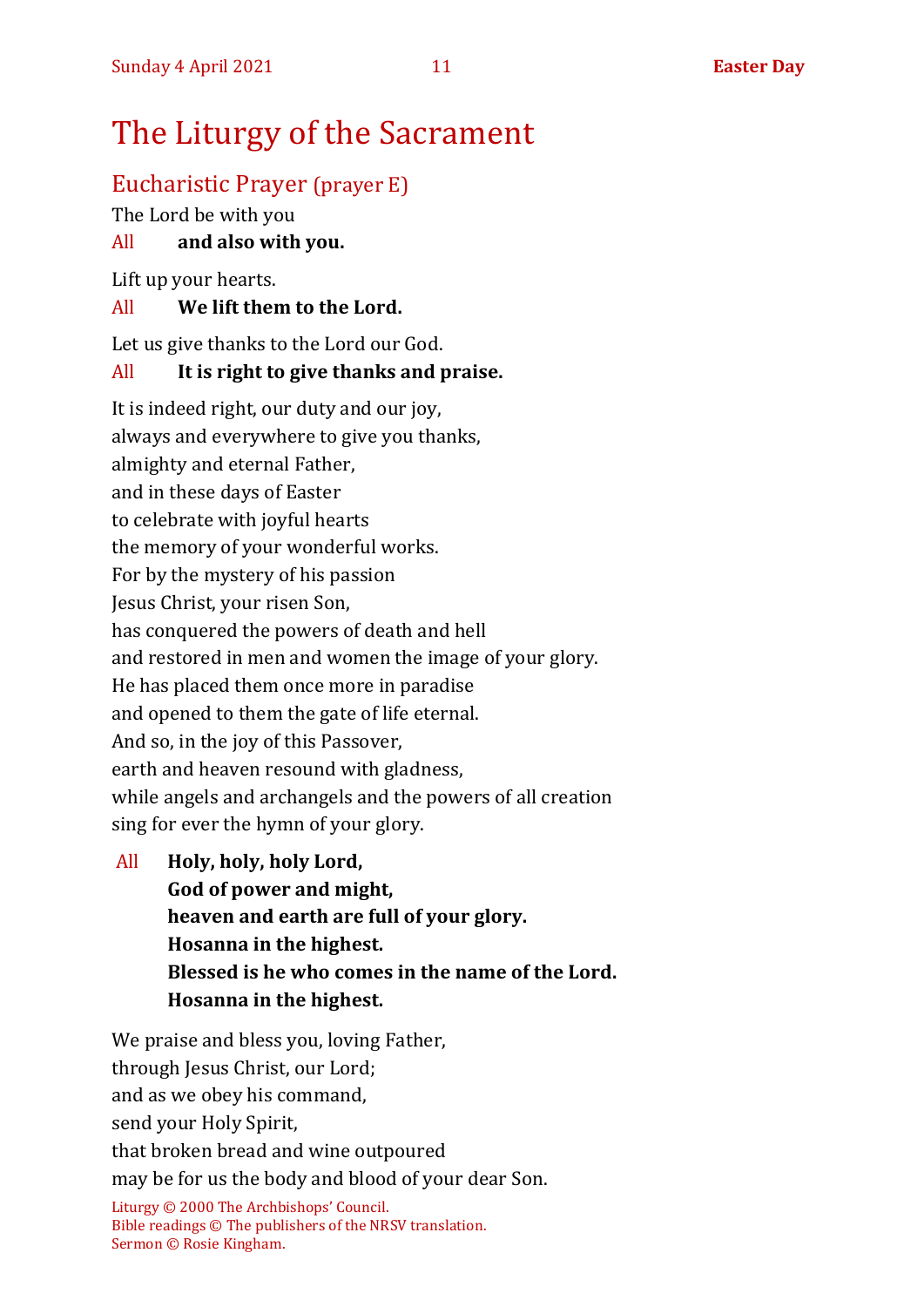# The Liturgy of the Sacrament

## Eucharistic Prayer (prayer E)

The Lord be with you

All **and also with you.**

Lift up your hearts.

All **We lift them to the Lord.**

Let us give thanks to the Lord our God.

All **It is right to give thanks and praise.**

It is indeed right, our duty and our joy,
always and everywhere to give you thanks,
almighty and eternal Father,
and in these days of Easter
to celebrate with joyful hearts
the memory of your wonderful works.
For by the mystery of his passion
Jesus Christ, your risen Son,
has conquered the powers of death and hell
and restored in men and women the image of your glory.
He has placed them once more in paradise
and opened to them the gate of life eternal.
And so, in the joy of this Passover,
earth and heaven resound with gladness,
while angels and archangels and the powers of all creation
sing for ever the hymn of your glory.

All **Holy, holy, holy Lord,**
**God of power and might,**
**heaven and earth are full of your glory.**
**Hosanna in the highest.**
**Blessed is he who comes in the name of the Lord.**
**Hosanna in the highest.**

We praise and bless you, loving Father,
through Jesus Christ, our Lord;
and as we obey his command,
send your Holy Spirit,
that broken bread and wine outpoured
may be for us the body and blood of your dear Son.

Liturgy © 2000 The Archbishops' Council.
Bible readings © The publishers of the NRSV translation.
Sermon © Rosie Kingham.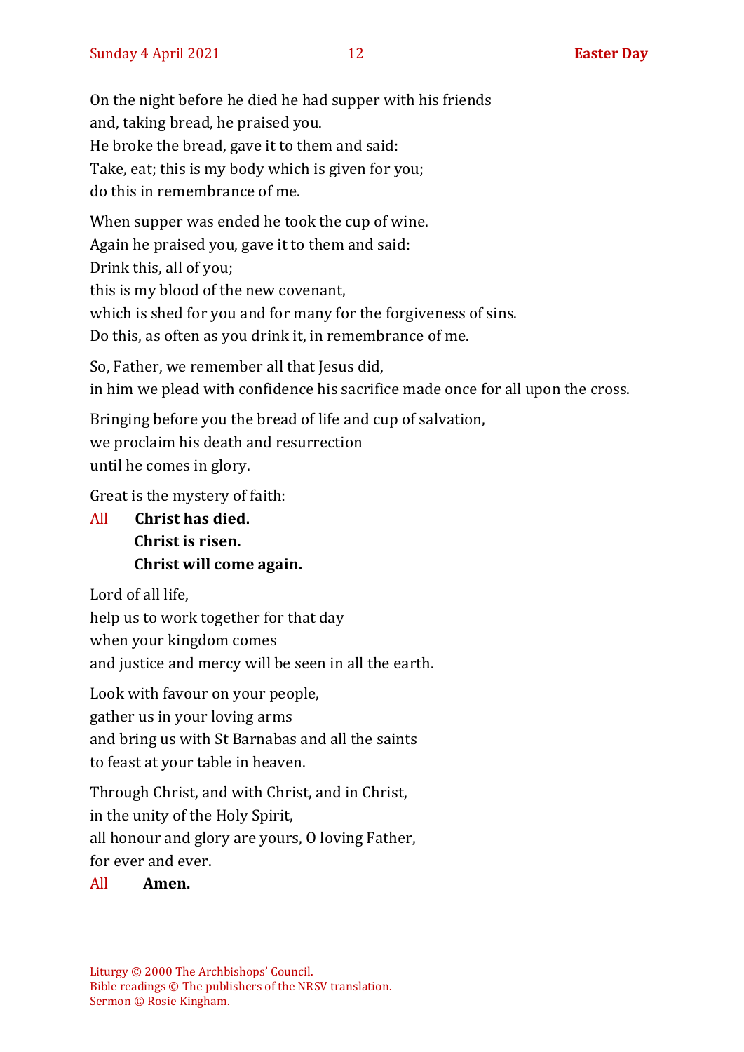On the night before he died he had supper with his friends
and, taking bread, he praised you.
He broke the bread, gave it to them and said:
Take, eat; this is my body which is given for you;
do this in remembrance of me.

When supper was ended he took the cup of wine.
Again he praised you, gave it to them and said:
Drink this, all of you;
this is my blood of the new covenant,
which is shed for you and for many for the forgiveness of sins.
Do this, as often as you drink it, in remembrance of me.

So, Father, we remember all that Jesus did,
in him we plead with confidence his sacrifice made once for all upon the cross.

Bringing before you the bread of life and cup of salvation,
we proclaim his death and resurrection
until he comes in glory.

Great is the mystery of faith:

All **Christ has died.**
**Christ is risen.**
**Christ will come again.**

Lord of all life,
help us to work together for that day
when your kingdom comes
and justice and mercy will be seen in all the earth.

Look with favour on your people,
gather us in your loving arms
and bring us with St Barnabas and all the saints
to feast at your table in heaven.

Through Christ, and with Christ, and in Christ,
in the unity of the Holy Spirit,
all honour and glory are yours, O loving Father,
for ever and ever.

All **Amen.**

Liturgy © 2000 The Archbishops' Council.
Bible readings © The publishers of the NRSV translation.
Sermon © Rosie Kingham.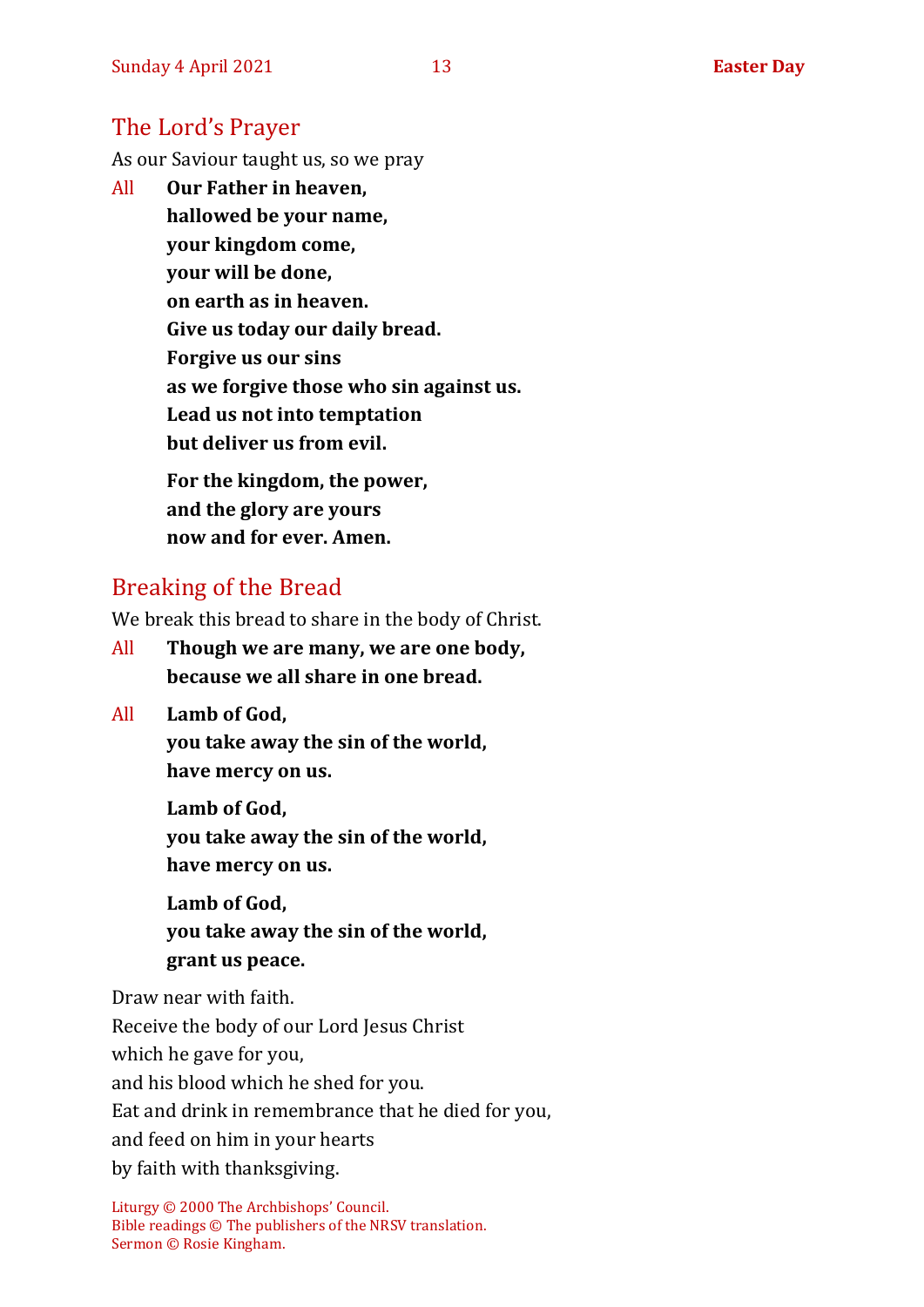## The Lord's Prayer

As our Saviour taught us, so we pray

All **Our Father in heaven,**
**hallowed be your name,**
**your kingdom come,**
**your will be done,**
**on earth as in heaven.**
**Give us today our daily bread.**
**Forgive us our sins**
**as we forgive those who sin against us.**
**Lead us not into temptation**
**but deliver us from evil.**

**For the kingdom, the power,**
**and the glory are yours**
**now and for ever. Amen.**

## Breaking of the Bread

We break this bread to share in the body of Christ.

All **Though we are many, we are one body,**
**because we all share in one bread.**

All **Lamb of God,**
**you take away the sin of the world,**
**have mercy on us.**

**Lamb of God,**
**you take away the sin of the world,**
**have mercy on us.**

**Lamb of God,**
**you take away the sin of the world,**
**grant us peace.**

Draw near with faith.
Receive the body of our Lord Jesus Christ
which he gave for you,
and his blood which he shed for you.
Eat and drink in remembrance that he died for you,
and feed on him in your hearts
by faith with thanksgiving.

Liturgy © 2000 The Archbishops' Council.
Bible readings © The publishers of the NRSV translation.
Sermon © Rosie Kingham.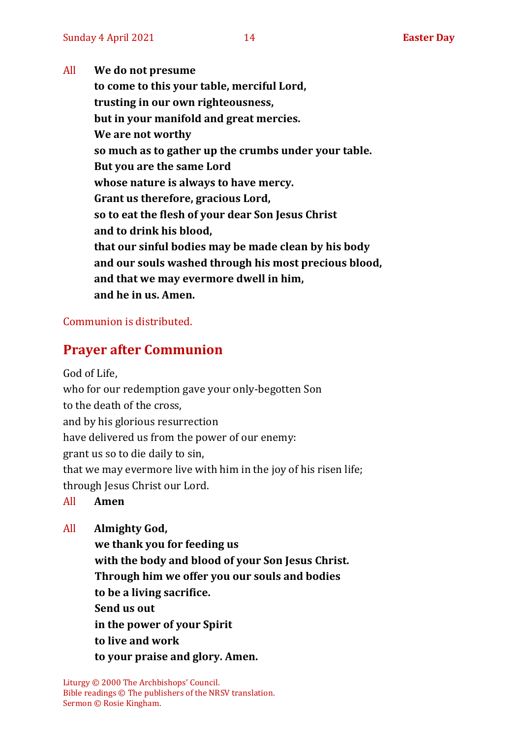All **We do not presume**
**to come to this your table, merciful Lord,**
**trusting in our own righteousness,**
**but in your manifold and great mercies.**
**We are not worthy**
**so much as to gather up the crumbs under your table.**
**But you are the same Lord**
**whose nature is always to have mercy.**
**Grant us therefore, gracious Lord,**
**so to eat the flesh of your dear Son Jesus Christ**
**and to drink his blood,**
**that our sinful bodies may be made clean by his body**
**and our souls washed through his most precious blood,**
**and that we may evermore dwell in him,**
**and he in us. Amen.**

Communion is distributed.

## Prayer after Communion

God of Life,
who for our redemption gave your only-begotten Son
to the death of the cross,
and by his glorious resurrection
have delivered us from the power of our enemy:
grant us so to die daily to sin,
that we may evermore live with him in the joy of his risen life;
through Jesus Christ our Lord.

All **Amen**

All **Almighty God,**
**we thank you for feeding us**
**with the body and blood of your Son Jesus Christ.**
**Through him we offer you our souls and bodies**
**to be a living sacrifice.**
**Send us out**
**in the power of your Spirit**
**to live and work**
**to your praise and glory. Amen.**

Liturgy © 2000 The Archbishops' Council.
Bible readings © The publishers of the NRSV translation.
Sermon © Rosie Kingham.